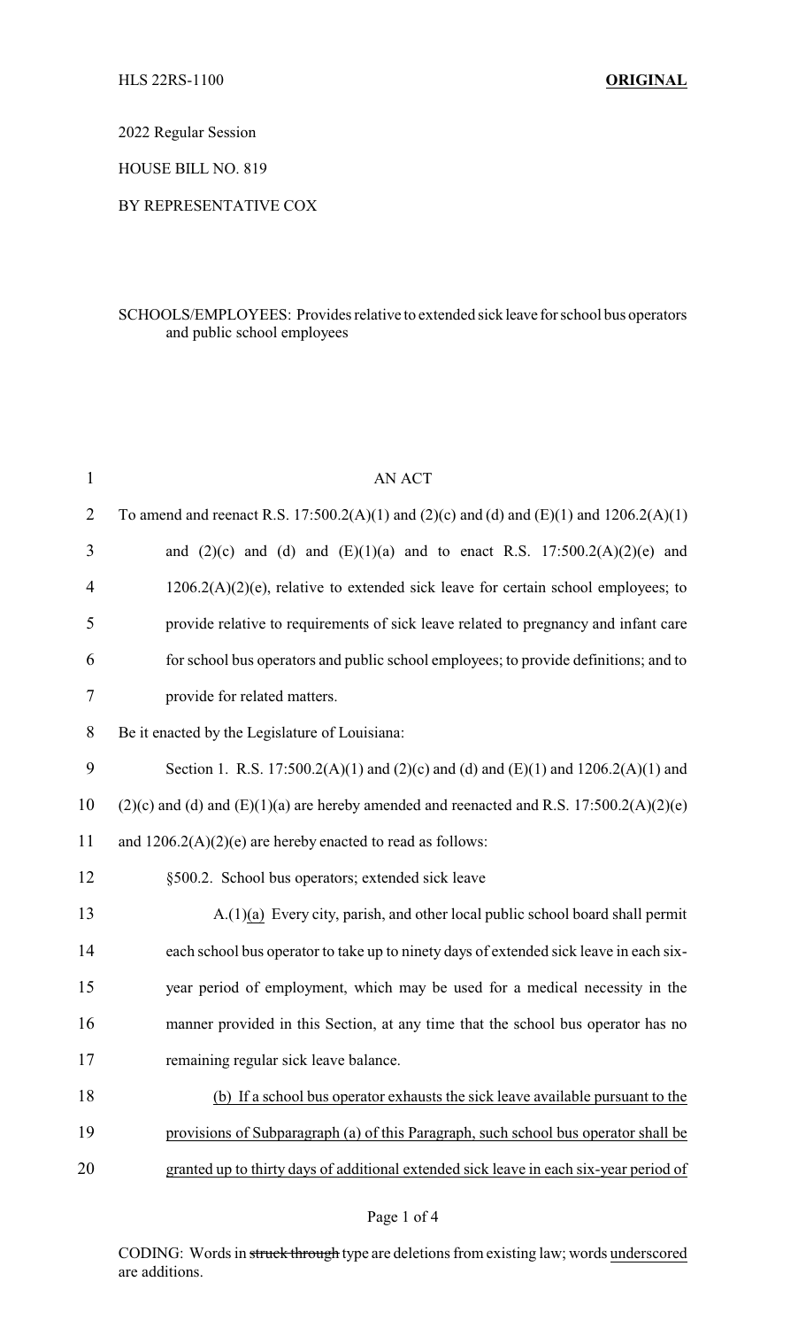HLS 22RS-1100 **ORIGINAL**

2022 Regular Session

HOUSE BILL NO. 819

BY REPRESENTATIVE COX

SCHOOLS/EMPLOYEES: Provides relative to extended sick leave for school bus operators and public school employees

AN ACT

To amend and reenact R.S. 17:500.2(A)(1) and (2)(c) and (d) and (E)(1) and 1206.2(A)(1) and (2)(c) and (d) and (E)(1)(a) and to enact R.S. 17:500.2(A)(2)(e) and 1206.2(A)(2)(e), relative to extended sick leave for certain school employees; to provide relative to requirements of sick leave related to pregnancy and infant care for school bus operators and public school employees; to provide definitions; and to provide for related matters.

Be it enacted by the Legislature of Louisiana:

Section 1. R.S. 17:500.2(A)(1) and (2)(c) and (d) and (E)(1) and 1206.2(A)(1) and (2)(c) and (d) and (E)(1)(a) are hereby amended and reenacted and R.S. 17:500.2(A)(2)(e) and 1206.2(A)(2)(e) are hereby enacted to read as follows:

§500.2. School bus operators; extended sick leave

A.(1)<u>(a)</u> Every city, parish, and other local public school board shall permit each school bus operator to take up to ninety days of extended sick leave in each six-year period of employment, which may be used for a medical necessity in the manner provided in this Section, at any time that the school bus operator has no remaining regular sick leave balance.

<u>(b) If a school bus operator exhausts the sick leave available pursuant to the provisions of Subparagraph (a) of this Paragraph, such school bus operator shall be granted up to thirty days of additional extended sick leave in each six-year period of</u>

CODING: Words in ~~struck through~~ type are deletions from existing law; words <u>underscored</u> are additions.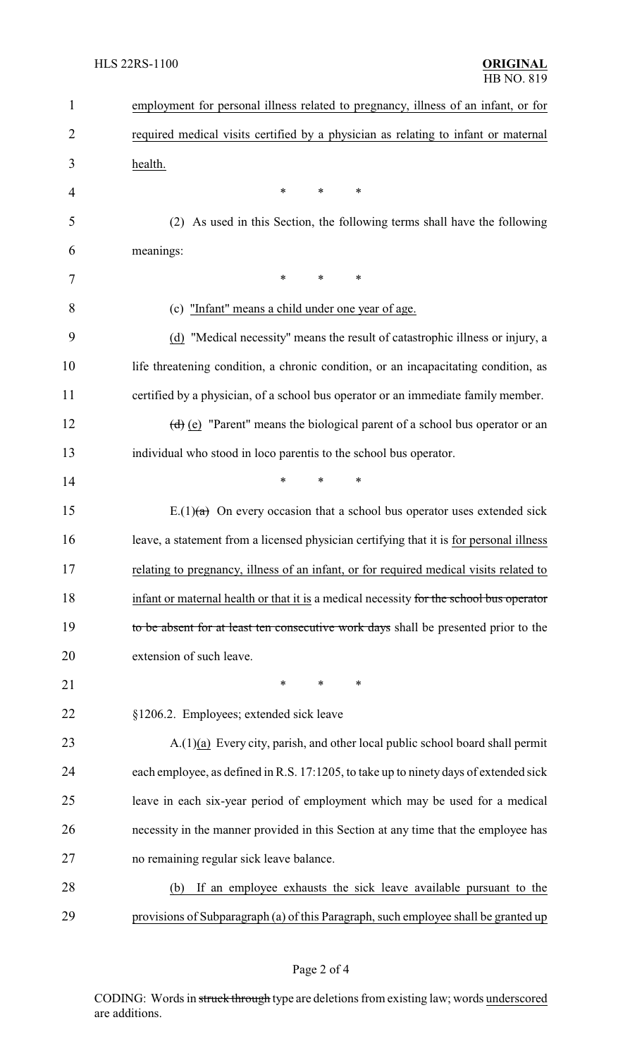employment for personal illness related to pregnancy, illness of an infant, or for required medical visits certified by a physician as relating to infant or maternal health.

\* \* \*

(2) As used in this Section, the following terms shall have the following meanings:

\* \* \*

(c) "Infant" means a child under one year of age.

(d) "Medical necessity" means the result of catastrophic illness or injury, a life threatening condition, a chronic condition, or an incapacitating condition, as certified by a physician, of a school bus operator or an immediate family member.

~~(d)~~ (e) "Parent" means the biological parent of a school bus operator or an individual who stood in loco parentis to the school bus operator.

\* \* \*

E.(1)~~(a)~~ On every occasion that a school bus operator uses extended sick leave, a statement from a licensed physician certifying that it is for personal illness relating to pregnancy, illness of an infant, or for required medical visits related to infant or maternal health or that it is a medical necessity ~~for the school bus operator to be absent for at least ten consecutive work days~~ shall be presented prior to the extension of such leave.

\* \* \*

§1206.2. Employees; extended sick leave

A.(1)(a) Every city, parish, and other local public school board shall permit each employee, as defined in R.S. 17:1205, to take up to ninety days of extended sick leave in each six-year period of employment which may be used for a medical necessity in the manner provided in this Section at any time that the employee has no remaining regular sick leave balance.

(b) If an employee exhausts the sick leave available pursuant to the provisions of Subparagraph (a) of this Paragraph, such employee shall be granted up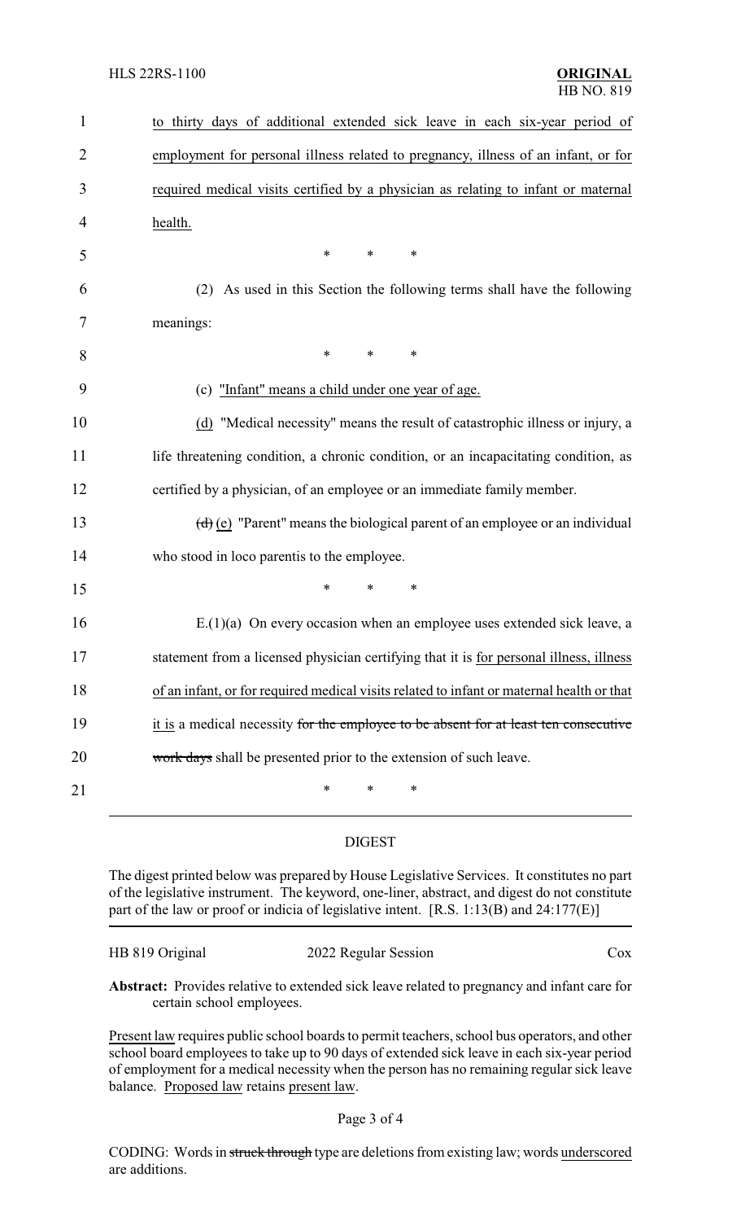to thirty days of additional extended sick leave in each six-year period of employment for personal illness related to pregnancy, illness of an infant, or for required medical visits certified by a physician as relating to infant or maternal health.

\* \* \*

(2) As used in this Section the following terms shall have the following meanings:

\* \* \*

(c) "Infant" means a child under one year of age.

(d) "Medical necessity" means the result of catastrophic illness or injury, a life threatening condition, a chronic condition, or an incapacitating condition, as certified by a physician, of an employee or an immediate family member.

~~(d)~~ (e) "Parent" means the biological parent of an employee or an individual who stood in loco parentis to the employee.

\* \* \*

E.(1)(a) On every occasion when an employee uses extended sick leave, a statement from a licensed physician certifying that it is for personal illness, illness of an infant, or for required medical visits related to infant or maternal health or that it is a medical necessity ~~for the employee to be absent for at least ten consecutive work days~~ shall be presented prior to the extension of such leave.

\* \* \*

## DIGEST

The digest printed below was prepared by House Legislative Services. It constitutes no part of the legislative instrument. The keyword, one-liner, abstract, and digest do not constitute part of the law or proof or indicia of legislative intent. [R.S. 1:13(B) and 24:177(E)]

HB 819 Original — 2022 Regular Session — Cox

**Abstract:** Provides relative to extended sick leave related to pregnancy and infant care for certain school employees.

Present law requires public school boards to permit teachers, school bus operators, and other school board employees to take up to 90 days of extended sick leave in each six-year period of employment for a medical necessity when the person has no remaining regular sick leave balance. Proposed law retains present law.

CODING: Words in ~~struck through~~ type are deletions from existing law; words underscored are additions.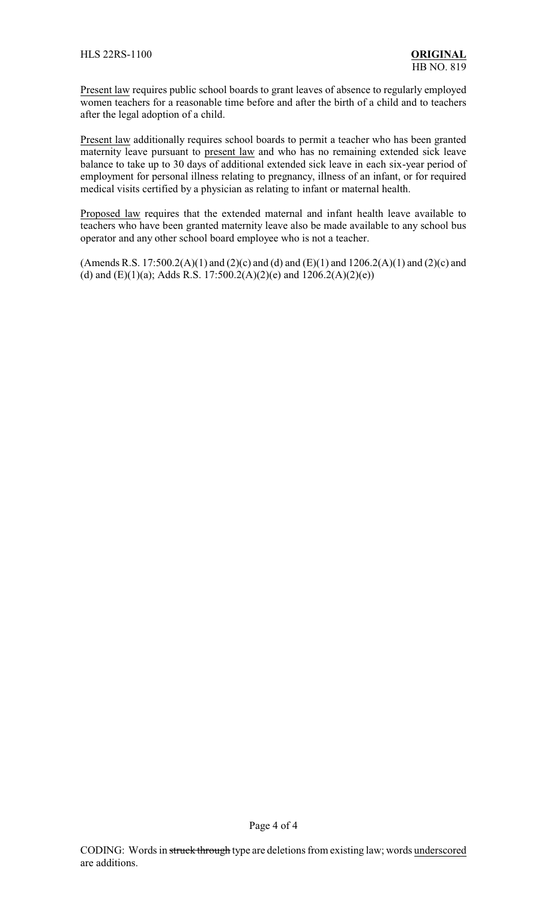Present law requires public school boards to grant leaves of absence to regularly employed women teachers for a reasonable time before and after the birth of a child and to teachers after the legal adoption of a child.

Present law additionally requires school boards to permit a teacher who has been granted maternity leave pursuant to present law and who has no remaining extended sick leave balance to take up to 30 days of additional extended sick leave in each six-year period of employment for personal illness relating to pregnancy, illness of an infant, or for required medical visits certified by a physician as relating to infant or maternal health.

Proposed law requires that the extended maternal and infant health leave available to teachers who have been granted maternity leave also be made available to any school bus operator and any other school board employee who is not a teacher.

(Amends R.S. 17:500.2(A)(1) and (2)(c) and (d) and (E)(1) and 1206.2(A)(1) and (2)(c) and (d) and (E)(1)(a); Adds R.S. 17:500.2(A)(2)(e) and 1206.2(A)(2)(e))

CODING: Words in ~~struck through~~ type are deletions from existing law; words underscored are additions.